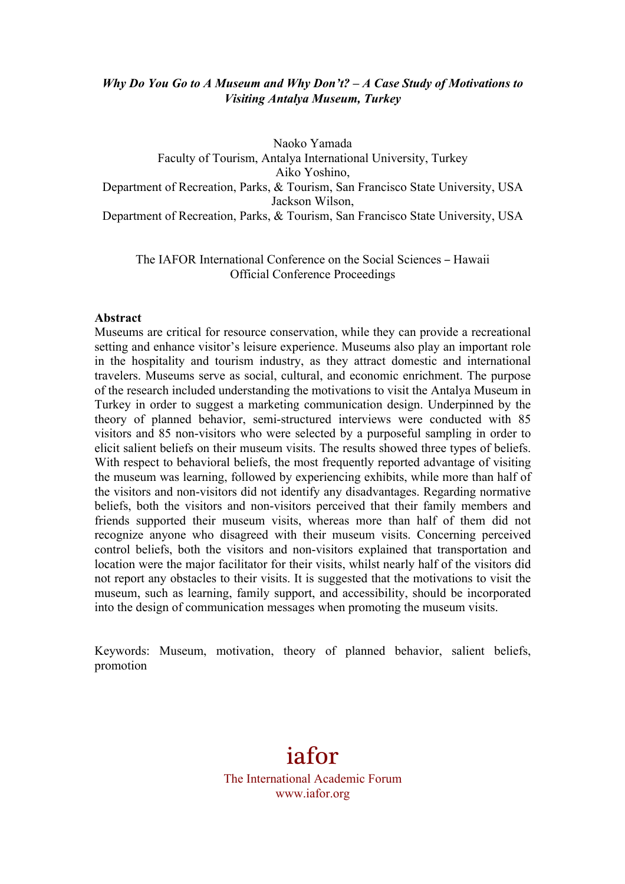***Why Do You Go to A Museum and Why Don't? – A Case Study of Motivations to Visiting Antalya Museum, Turkey***

Naoko Yamada
Faculty of Tourism, Antalya International University, Turkey
Aiko Yoshino,
Department of Recreation, Parks, & Tourism, San Francisco State University, USA
Jackson Wilson,
Department of Recreation, Parks, & Tourism, San Francisco State University, USA

The IAFOR International Conference on the Social Sciences – Hawaii
Official Conference Proceedings

**Abstract**

Museums are critical for resource conservation, while they can provide a recreational setting and enhance visitor's leisure experience. Museums also play an important role in the hospitality and tourism industry, as they attract domestic and international travelers. Museums serve as social, cultural, and economic enrichment. The purpose of the research included understanding the motivations to visit the Antalya Museum in Turkey in order to suggest a marketing communication design. Underpinned by the theory of planned behavior, semi-structured interviews were conducted with 85 visitors and 85 non-visitors who were selected by a purposeful sampling in order to elicit salient beliefs on their museum visits. The results showed three types of beliefs. With respect to behavioral beliefs, the most frequently reported advantage of visiting the museum was learning, followed by experiencing exhibits, while more than half of the visitors and non-visitors did not identify any disadvantages. Regarding normative beliefs, both the visitors and non-visitors perceived that their family members and friends supported their museum visits, whereas more than half of them did not recognize anyone who disagreed with their museum visits. Concerning perceived control beliefs, both the visitors and non-visitors explained that transportation and location were the major facilitator for their visits, whilst nearly half of the visitors did not report any obstacles to their visits. It is suggested that the motivations to visit the museum, such as learning, family support, and accessibility, should be incorporated into the design of communication messages when promoting the museum visits.

Keywords: Museum, motivation, theory of planned behavior, salient beliefs, promotion

iafor
The International Academic Forum
www.iafor.org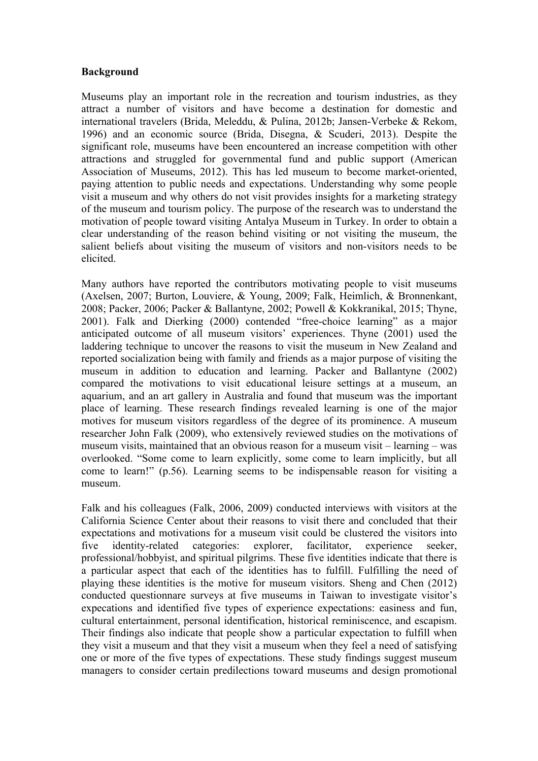**Background**

Museums play an important role in the recreation and tourism industries, as they attract a number of visitors and have become a destination for domestic and international travelers (Brida, Meleddu, & Pulina, 2012b; Jansen-Verbeke & Rekom, 1996) and an economic source (Brida, Disegna, & Scuderi, 2013). Despite the significant role, museums have been encountered an increase competition with other attractions and struggled for governmental fund and public support (American Association of Museums, 2012). This has led museum to become market-oriented, paying attention to public needs and expectations. Understanding why some people visit a museum and why others do not visit provides insights for a marketing strategy of the museum and tourism policy. The purpose of the research was to understand the motivation of people toward visiting Antalya Museum in Turkey. In order to obtain a clear understanding of the reason behind visiting or not visiting the museum, the salient beliefs about visiting the museum of visitors and non-visitors needs to be elicited.

Many authors have reported the contributors motivating people to visit museums (Axelsen, 2007; Burton, Louviere, & Young, 2009; Falk, Heimlich, & Bronnenkant, 2008; Packer, 2006; Packer & Ballantyne, 2002; Powell & Kokkranikal, 2015; Thyne, 2001). Falk and Dierking (2000) contended "free-choice learning" as a major anticipated outcome of all museum visitors' experiences. Thyne (2001) used the laddering technique to uncover the reasons to visit the museum in New Zealand and reported socialization being with family and friends as a major purpose of visiting the museum in addition to education and learning. Packer and Ballantyne (2002) compared the motivations to visit educational leisure settings at a museum, an aquarium, and an art gallery in Australia and found that museum was the important place of learning. These research findings revealed learning is one of the major motives for museum visitors regardless of the degree of its prominence. A museum researcher John Falk (2009), who extensively reviewed studies on the motivations of museum visits, maintained that an obvious reason for a museum visit – learning – was overlooked. "Some come to learn explicitly, some come to learn implicitly, but all come to learn!" (p.56). Learning seems to be indispensable reason for visiting a museum.

Falk and his colleagues (Falk, 2006, 2009) conducted interviews with visitors at the California Science Center about their reasons to visit there and concluded that their expectations and motivations for a museum visit could be clustered the visitors into five identity-related categories: explorer, facilitator, experience seeker, professional/hobbyist, and spiritual pilgrims. These five identities indicate that there is a particular aspect that each of the identities has to fulfill. Fulfilling the need of playing these identities is the motive for museum visitors. Sheng and Chen (2012) conducted questionnaire surveys at five museums in Taiwan to investigate visitor's expecations and identified five types of experience expectations: easiness and fun, cultural entertainment, personal identification, historical reminiscence, and escapism. Their findings also indicate that people show a particular expectation to fulfill when they visit a museum and that they visit a museum when they feel a need of satisfying one or more of the five types of expectations. These study findings suggest museum managers to consider certain predilections toward museums and design promotional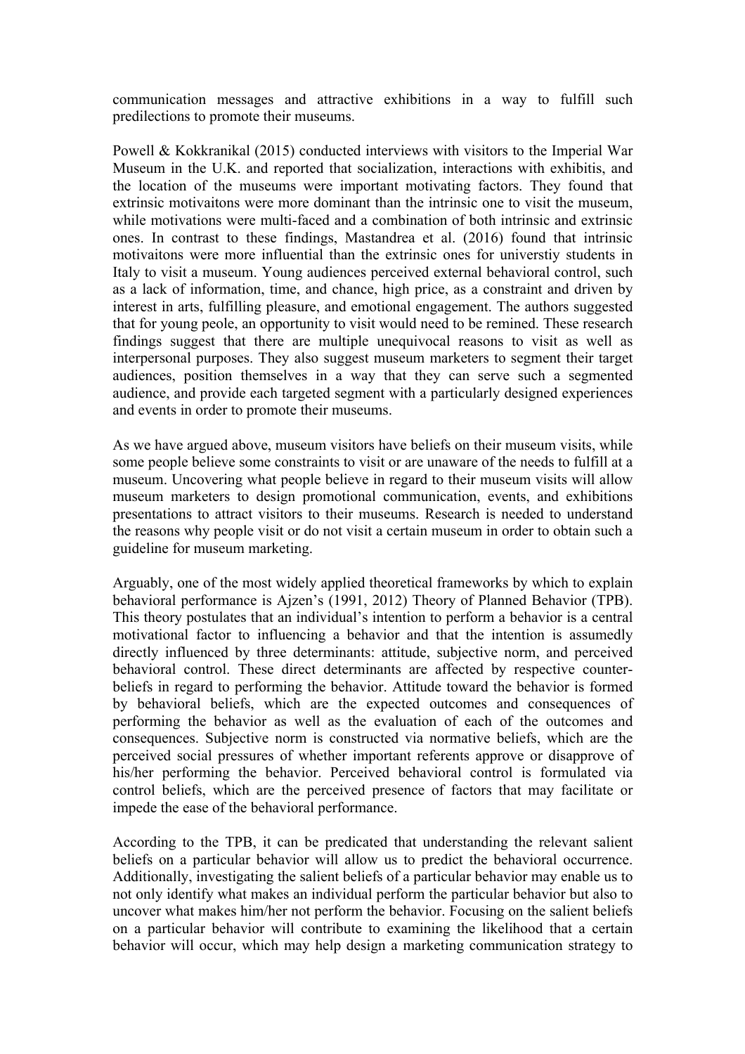communication messages and attractive exhibitions in a way to fulfill such predilections to promote their museums.

Powell & Kokkranikal (2015) conducted interviews with visitors to the Imperial War Museum in the U.K. and reported that socialization, interactions with exhibitis, and the location of the museums were important motivating factors. They found that extrinsic motivaitons were more dominant than the intrinsic one to visit the museum, while motivations were multi-faced and a combination of both intrinsic and extrinsic ones. In contrast to these findings, Mastandrea et al. (2016) found that intrinsic motivaitons were more influential than the extrinsic ones for universtiy students in Italy to visit a museum. Young audiences perceived external behavioral control, such as a lack of information, time, and chance, high price, as a constraint and driven by interest in arts, fulfilling pleasure, and emotional engagement. The authors suggested that for young peole, an opportunity to visit would need to be remined. These research findings suggest that there are multiple unequivocal reasons to visit as well as interpersonal purposes. They also suggest museum marketers to segment their target audiences, position themselves in a way that they can serve such a segmented audience, and provide each targeted segment with a particularly designed experiences and events in order to promote their museums.

As we have argued above, museum visitors have beliefs on their museum visits, while some people believe some constraints to visit or are unaware of the needs to fulfill at a museum. Uncovering what people believe in regard to their museum visits will allow museum marketers to design promotional communication, events, and exhibitions presentations to attract visitors to their museums. Research is needed to understand the reasons why people visit or do not visit a certain museum in order to obtain such a guideline for museum marketing.

Arguably, one of the most widely applied theoretical frameworks by which to explain behavioral performance is Ajzen's (1991, 2012) Theory of Planned Behavior (TPB). This theory postulates that an individual's intention to perform a behavior is a central motivational factor to influencing a behavior and that the intention is assumedly directly influenced by three determinants: attitude, subjective norm, and perceived behavioral control. These direct determinants are affected by respective counter-beliefs in regard to performing the behavior. Attitude toward the behavior is formed by behavioral beliefs, which are the expected outcomes and consequences of performing the behavior as well as the evaluation of each of the outcomes and consequences. Subjective norm is constructed via normative beliefs, which are the perceived social pressures of whether important referents approve or disapprove of his/her performing the behavior. Perceived behavioral control is formulated via control beliefs, which are the perceived presence of factors that may facilitate or impede the ease of the behavioral performance.

According to the TPB, it can be predicated that understanding the relevant salient beliefs on a particular behavior will allow us to predict the behavioral occurrence. Additionally, investigating the salient beliefs of a particular behavior may enable us to not only identify what makes an individual perform the particular behavior but also to uncover what makes him/her not perform the behavior. Focusing on the salient beliefs on a particular behavior will contribute to examining the likelihood that a certain behavior will occur, which may help design a marketing communication strategy to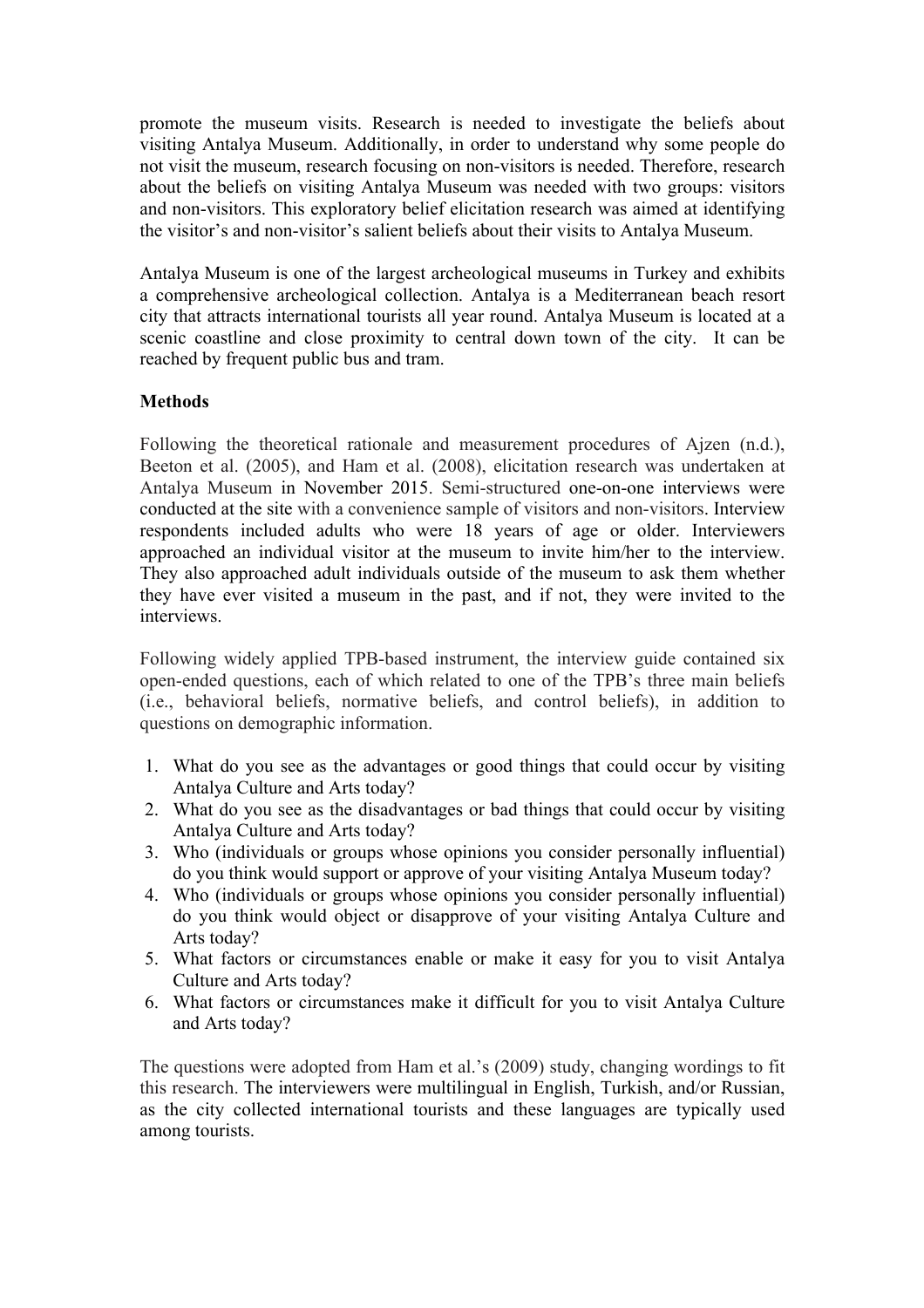promote the museum visits. Research is needed to investigate the beliefs about visiting Antalya Museum. Additionally, in order to understand why some people do not visit the museum, research focusing on non-visitors is needed. Therefore, research about the beliefs on visiting Antalya Museum was needed with two groups: visitors and non-visitors. This exploratory belief elicitation research was aimed at identifying the visitor's and non-visitor's salient beliefs about their visits to Antalya Museum.

Antalya Museum is one of the largest archeological museums in Turkey and exhibits a comprehensive archeological collection. Antalya is a Mediterranean beach resort city that attracts international tourists all year round. Antalya Museum is located at a scenic coastline and close proximity to central down town of the city. It can be reached by frequent public bus and tram.

**Methods**

Following the theoretical rationale and measurement procedures of Ajzen (n.d.), Beeton et al. (2005), and Ham et al. (2008), elicitation research was undertaken at Antalya Museum in November 2015. Semi-structured one-on-one interviews were conducted at the site with a convenience sample of visitors and non-visitors. Interview respondents included adults who were 18 years of age or older. Interviewers approached an individual visitor at the museum to invite him/her to the interview. They also approached adult individuals outside of the museum to ask them whether they have ever visited a museum in the past, and if not, they were invited to the interviews.

Following widely applied TPB-based instrument, the interview guide contained six open-ended questions, each of which related to one of the TPB's three main beliefs (i.e., behavioral beliefs, normative beliefs, and control beliefs), in addition to questions on demographic information.

1. What do you see as the advantages or good things that could occur by visiting Antalya Culture and Arts today?
2. What do you see as the disadvantages or bad things that could occur by visiting Antalya Culture and Arts today?
3. Who (individuals or groups whose opinions you consider personally influential) do you think would support or approve of your visiting Antalya Museum today?
4. Who (individuals or groups whose opinions you consider personally influential) do you think would object or disapprove of your visiting Antalya Culture and Arts today?
5. What factors or circumstances enable or make it easy for you to visit Antalya Culture and Arts today?
6. What factors or circumstances make it difficult for you to visit Antalya Culture and Arts today?

The questions were adopted from Ham et al.'s (2009) study, changing wordings to fit this research. The interviewers were multilingual in English, Turkish, and/or Russian, as the city collected international tourists and these languages are typically used among tourists.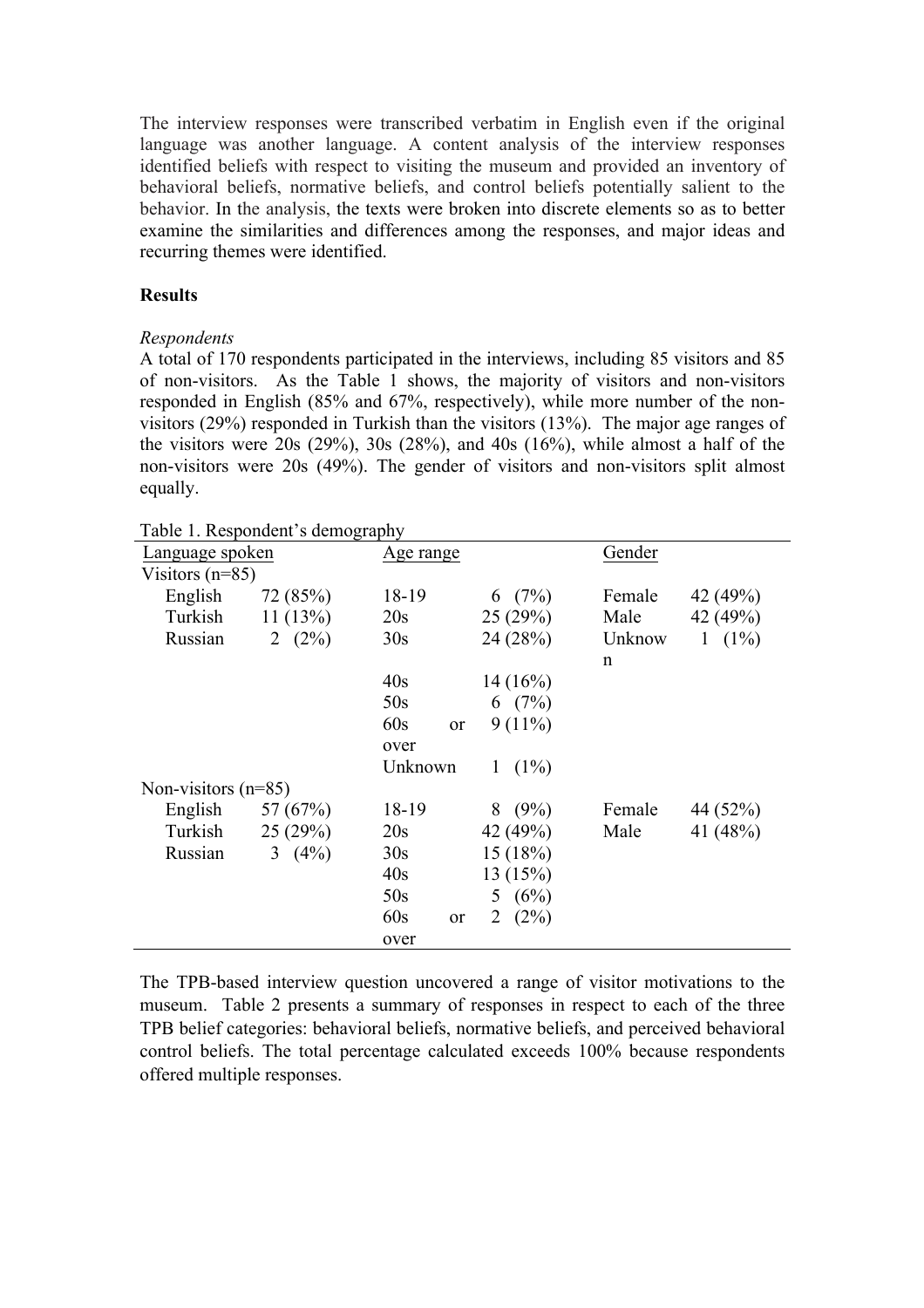The interview responses were transcribed verbatim in English even if the original language was another language. A content analysis of the interview responses identified beliefs with respect to visiting the museum and provided an inventory of behavioral beliefs, normative beliefs, and control beliefs potentially salient to the behavior. In the analysis, the texts were broken into discrete elements so as to better examine the similarities and differences among the responses, and major ideas and recurring themes were identified.

**Results**

*Respondents*

A total of 170 respondents participated in the interviews, including 85 visitors and 85 of non-visitors. As the Table 1 shows, the majority of visitors and non-visitors responded in English (85% and 67%, respectively), while more number of the non-visitors (29%) responded in Turkish than the visitors (13%). The major age ranges of the visitors were 20s (29%), 30s (28%), and 40s (16%), while almost a half of the non-visitors were 20s (49%). The gender of visitors and non-visitors split almost equally.

Table 1. Respondent's demography

| Language spoken | | Age range | | Gender | |
|---|---|---|---|---|---|
| Visitors (n=85) | | | | | |
| English | 72 (85%) | 18-19 | 6 (7%) | Female | 42 (49%) |
| Turkish | 11 (13%) | 20s | 25 (29%) | Male | 42 (49%) |
| Russian | 2 (2%) | 30s | 24 (28%) | Unknown | 1 (1%) |
| | | 40s | 14 (16%) | | |
| | | 50s | 6 (7%) | | |
| | | 60s or over | 9 (11%) | | |
| | | Unknown | 1 (1%) | | |
| Non-visitors (n=85) | | | | | |
| English | 57 (67%) | 18-19 | 8 (9%) | Female | 44 (52%) |
| Turkish | 25 (29%) | 20s | 42 (49%) | Male | 41 (48%) |
| Russian | 3 (4%) | 30s | 15 (18%) | | |
| | | 40s | 13 (15%) | | |
| | | 50s | 5 (6%) | | |
| | | 60s or over | 2 (2%) | | |

The TPB-based interview question uncovered a range of visitor motivations to the museum. Table 2 presents a summary of responses in respect to each of the three TPB belief categories: behavioral beliefs, normative beliefs, and perceived behavioral control beliefs. The total percentage calculated exceeds 100% because respondents offered multiple responses.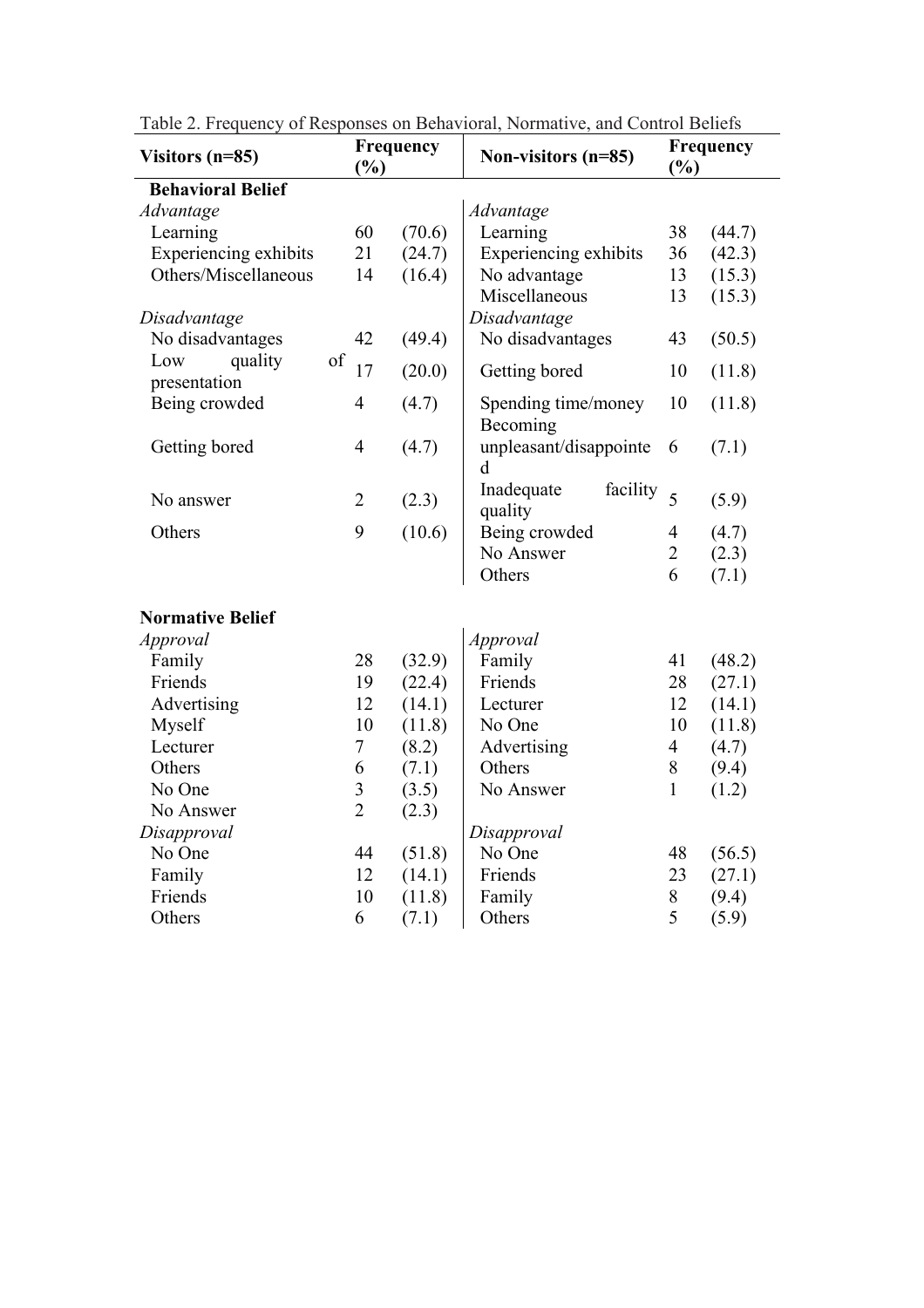Table 2. Frequency of Responses on Behavioral, Normative, and Control Beliefs

| Visitors (n=85) | Frequency (%) | | Non-visitors (n=85) | Frequency (%) | |
|---|---|---|---|---|---|
| **Behavioral Belief** | | | | | |
| *Advantage* | | | *Advantage* | | |
| Learning | 60 | (70.6) | Learning | 38 | (44.7) |
| Experiencing exhibits | 21 | (24.7) | Experiencing exhibits | 36 | (42.3) |
| Others/Miscellaneous | 14 | (16.4) | No advantage | 13 | (15.3) |
| | | | Miscellaneous | 13 | (15.3) |
| *Disadvantage* | | | *Disadvantage* | | |
| No disadvantages | 42 | (49.4) | No disadvantages | 43 | (50.5) |
| Low quality of presentation | 17 | (20.0) | Getting bored | 10 | (11.8) |
| Being crowded | 4 | (4.7) | Spending time/money | 10 | (11.8) |
| Getting bored | 4 | (4.7) | Becoming unpleasant/disappointed | 6 | (7.1) |
| No answer | 2 | (2.3) | Inadequate facility quality | 5 | (5.9) |
| Others | 9 | (10.6) | Being crowded | 4 | (4.7) |
| | | | No Answer | 2 | (2.3) |
| | | | Others | 6 | (7.1) |
| **Normative Belief** | | | | | |
| *Approval* | | | *Approval* | | |
| Family | 28 | (32.9) | Family | 41 | (48.2) |
| Friends | 19 | (22.4) | Friends | 28 | (27.1) |
| Advertising | 12 | (14.1) | Lecturer | 12 | (14.1) |
| Myself | 10 | (11.8) | No One | 10 | (11.8) |
| Lecturer | 7 | (8.2) | Advertising | 4 | (4.7) |
| Others | 6 | (7.1) | Others | 8 | (9.4) |
| No One | 3 | (3.5) | No Answer | 1 | (1.2) |
| No Answer | 2 | (2.3) | | | |
| *Disapproval* | | | *Disapproval* | | |
| No One | 44 | (51.8) | No One | 48 | (56.5) |
| Family | 12 | (14.1) | Friends | 23 | (27.1) |
| Friends | 10 | (11.8) | Family | 8 | (9.4) |
| Others | 6 | (7.1) | Others | 5 | (5.9) |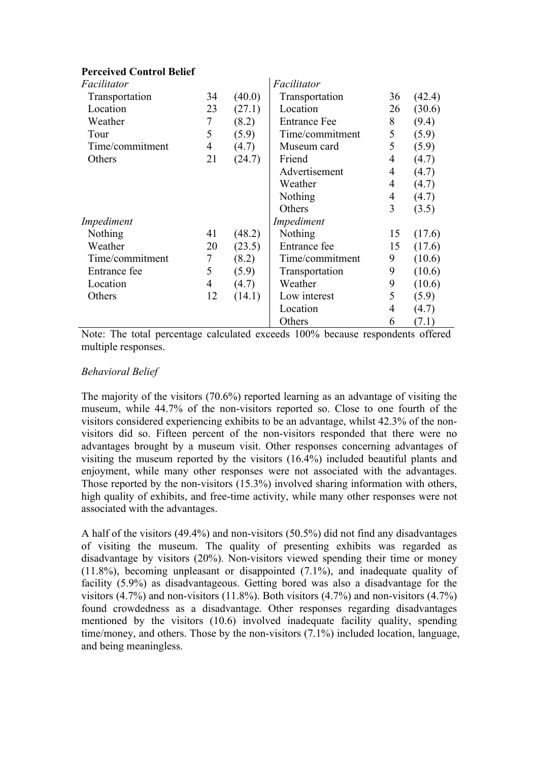**Perceived Control Belief**

| | | | | | |
|---|---|---|---|---|---|
| *Facilitator* | | | *Facilitator* | | |
| Transportation | 34 | (40.0) | Transportation | 36 | (42.4) |
| Location | 23 | (27.1) | Location | 26 | (30.6) |
| Weather | 7 | (8.2) | Entrance Fee | 8 | (9.4) |
| Tour | 5 | (5.9) | Time/commitment | 5 | (5.9) |
| Time/commitment | 4 | (4.7) | Museum card | 5 | (5.9) |
| Others | 21 | (24.7) | Friend | 4 | (4.7) |
| | | | Advertisement | 4 | (4.7) |
| | | | Weather | 4 | (4.7) |
| | | | Nothing | 4 | (4.7) |
| | | | Others | 3 | (3.5) |
| *Impediment* | | | *Impediment* | | |
| Nothing | 41 | (48.2) | Nothing | 15 | (17.6) |
| Weather | 20 | (23.5) | Entrance fee | 15 | (17.6) |
| Time/commitment | 7 | (8.2) | Time/commitment | 9 | (10.6) |
| Entrance fee | 5 | (5.9) | Transportation | 9 | (10.6) |
| Location | 4 | (4.7) | Weather | 9 | (10.6) |
| Others | 12 | (14.1) | Low interest | 5 | (5.9) |
| | | | Location | 4 | (4.7) |
| | | | Others | 6 | (7.1) |

Note: The total percentage calculated exceeds 100% because respondents offered multiple responses.

*Behavioral Belief*

The majority of the visitors (70.6%) reported learning as an advantage of visiting the museum, while 44.7% of the non-visitors reported so. Close to one fourth of the visitors considered experiencing exhibits to be an advantage, whilst 42.3% of the non-visitors did so. Fifteen percent of the non-visitors responded that there were no advantages brought by a museum visit. Other responses concerning advantages of visiting the museum reported by the visitors (16.4%) included beautiful plants and enjoyment, while many other responses were not associated with the advantages. Those reported by the non-visitors (15.3%) involved sharing information with others, high quality of exhibits, and free-time activity, while many other responses were not associated with the advantages.

A half of the visitors (49.4%) and non-visitors (50.5%) did not find any disadvantages of visiting the museum. The quality of presenting exhibits was regarded as disadvantage by visitors (20%). Non-visitors viewed spending their time or money (11.8%), becoming unpleasant or disappointed (7.1%), and inadequate quality of facility (5.9%) as disadvantageous. Getting bored was also a disadvantage for the visitors (4.7%) and non-visitors (11.8%). Both visitors (4.7%) and non-visitors (4.7%) found crowdedness as a disadvantage. Other responses regarding disadvantages mentioned by the visitors (10.6) involved inadequate facility quality, spending time/money, and others. Those by the non-visitors (7.1%) included location, language, and being meaningless.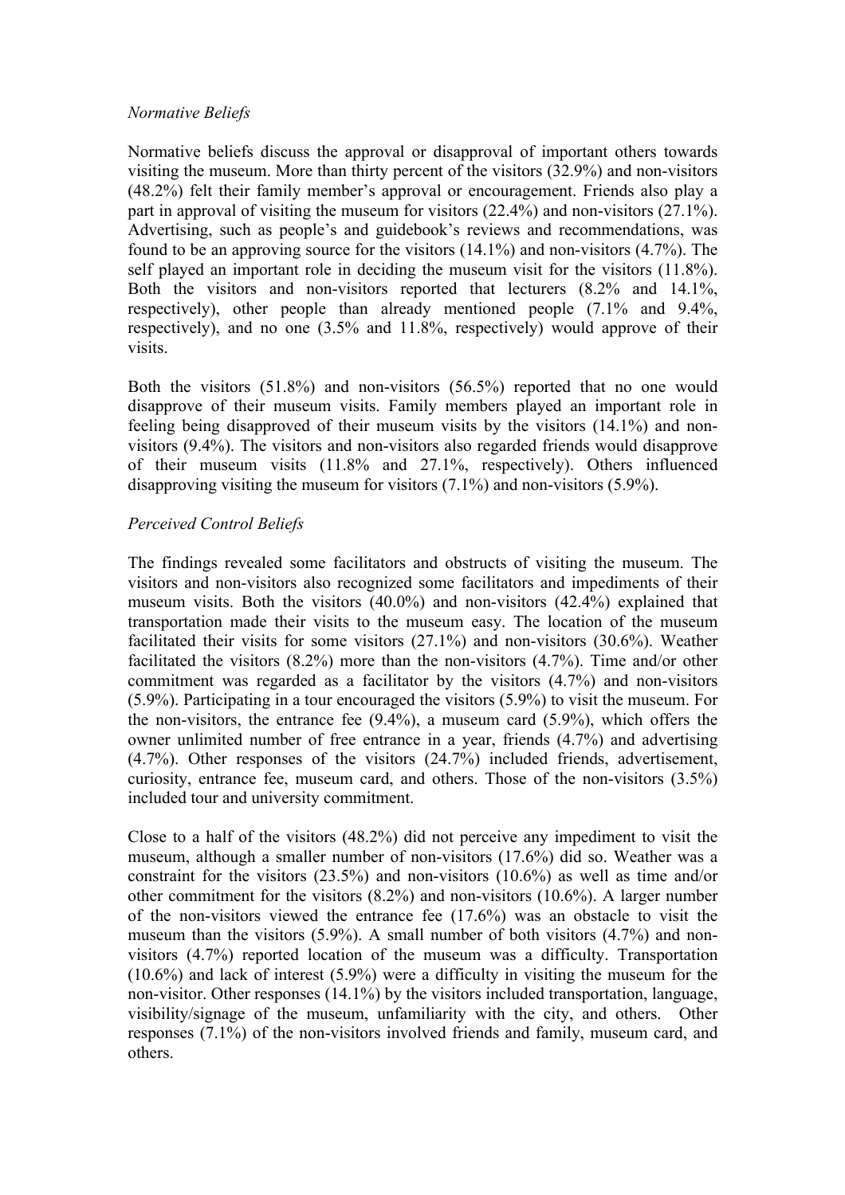*Normative Beliefs*

Normative beliefs discuss the approval or disapproval of important others towards visiting the museum. More than thirty percent of the visitors (32.9%) and non-visitors (48.2%) felt their family member's approval or encouragement. Friends also play a part in approval of visiting the museum for visitors (22.4%) and non-visitors (27.1%). Advertising, such as people's and guidebook's reviews and recommendations, was found to be an approving source for the visitors (14.1%) and non-visitors (4.7%). The self played an important role in deciding the museum visit for the visitors (11.8%). Both the visitors and non-visitors reported that lecturers (8.2% and 14.1%, respectively), other people than already mentioned people (7.1% and 9.4%, respectively), and no one (3.5% and 11.8%, respectively) would approve of their visits.

Both the visitors (51.8%) and non-visitors (56.5%) reported that no one would disapprove of their museum visits. Family members played an important role in feeling being disapproved of their museum visits by the visitors (14.1%) and non-visitors (9.4%). The visitors and non-visitors also regarded friends would disapprove of their museum visits (11.8% and 27.1%, respectively). Others influenced disapproving visiting the museum for visitors (7.1%) and non-visitors (5.9%).

*Perceived Control Beliefs*

The findings revealed some facilitators and obstructs of visiting the museum. The visitors and non-visitors also recognized some facilitators and impediments of their museum visits. Both the visitors (40.0%) and non-visitors (42.4%) explained that transportation made their visits to the museum easy. The location of the museum facilitated their visits for some visitors (27.1%) and non-visitors (30.6%). Weather facilitated the visitors (8.2%) more than the non-visitors (4.7%). Time and/or other commitment was regarded as a facilitator by the visitors (4.7%) and non-visitors (5.9%). Participating in a tour encouraged the visitors (5.9%) to visit the museum. For the non-visitors, the entrance fee (9.4%), a museum card (5.9%), which offers the owner unlimited number of free entrance in a year, friends (4.7%) and advertising (4.7%). Other responses of the visitors (24.7%) included friends, advertisement, curiosity, entrance fee, museum card, and others. Those of the non-visitors (3.5%) included tour and university commitment.

Close to a half of the visitors (48.2%) did not perceive any impediment to visit the museum, although a smaller number of non-visitors (17.6%) did so. Weather was a constraint for the visitors (23.5%) and non-visitors (10.6%) as well as time and/or other commitment for the visitors (8.2%) and non-visitors (10.6%). A larger number of the non-visitors viewed the entrance fee (17.6%) was an obstacle to visit the museum than the visitors (5.9%). A small number of both visitors (4.7%) and non-visitors (4.7%) reported location of the museum was a difficulty. Transportation (10.6%) and lack of interest (5.9%) were a difficulty in visiting the museum for the non-visitor. Other responses (14.1%) by the visitors included transportation, language, visibility/signage of the museum, unfamiliarity with the city, and others. Other responses (7.1%) of the non-visitors involved friends and family, museum card, and others.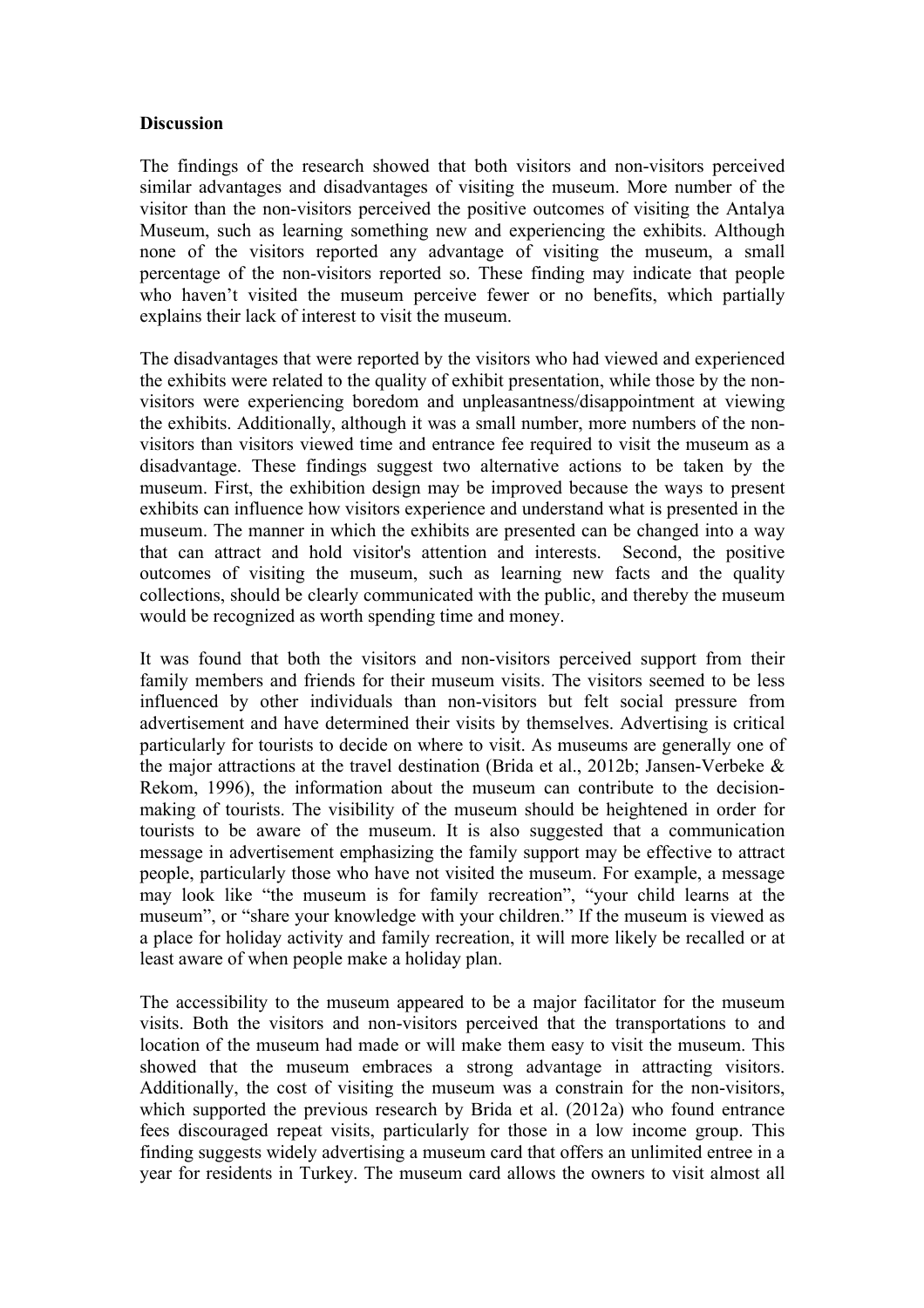**Discussion**

The findings of the research showed that both visitors and non-visitors perceived similar advantages and disadvantages of visiting the museum. More number of the visitor than the non-visitors perceived the positive outcomes of visiting the Antalya Museum, such as learning something new and experiencing the exhibits. Although none of the visitors reported any advantage of visiting the museum, a small percentage of the non-visitors reported so. These finding may indicate that people who haven't visited the museum perceive fewer or no benefits, which partially explains their lack of interest to visit the museum.

The disadvantages that were reported by the visitors who had viewed and experienced the exhibits were related to the quality of exhibit presentation, while those by the non-visitors were experiencing boredom and unpleasantness/disappointment at viewing the exhibits. Additionally, although it was a small number, more numbers of the non-visitors than visitors viewed time and entrance fee required to visit the museum as a disadvantage. These findings suggest two alternative actions to be taken by the museum. First, the exhibition design may be improved because the ways to present exhibits can influence how visitors experience and understand what is presented in the museum. The manner in which the exhibits are presented can be changed into a way that can attract and hold visitor's attention and interests. Second, the positive outcomes of visiting the museum, such as learning new facts and the quality collections, should be clearly communicated with the public, and thereby the museum would be recognized as worth spending time and money.

It was found that both the visitors and non-visitors perceived support from their family members and friends for their museum visits. The visitors seemed to be less influenced by other individuals than non-visitors but felt social pressure from advertisement and have determined their visits by themselves. Advertising is critical particularly for tourists to decide on where to visit. As museums are generally one of the major attractions at the travel destination (Brida et al., 2012b; Jansen-Verbeke & Rekom, 1996), the information about the museum can contribute to the decision-making of tourists. The visibility of the museum should be heightened in order for tourists to be aware of the museum. It is also suggested that a communication message in advertisement emphasizing the family support may be effective to attract people, particularly those who have not visited the museum. For example, a message may look like "the museum is for family recreation", "your child learns at the museum", or "share your knowledge with your children." If the museum is viewed as a place for holiday activity and family recreation, it will more likely be recalled or at least aware of when people make a holiday plan.

The accessibility to the museum appeared to be a major facilitator for the museum visits. Both the visitors and non-visitors perceived that the transportations to and location of the museum had made or will make them easy to visit the museum. This showed that the museum embraces a strong advantage in attracting visitors. Additionally, the cost of visiting the museum was a constrain for the non-visitors, which supported the previous research by Brida et al. (2012a) who found entrance fees discouraged repeat visits, particularly for those in a low income group. This finding suggests widely advertising a museum card that offers an unlimited entree in a year for residents in Turkey. The museum card allows the owners to visit almost all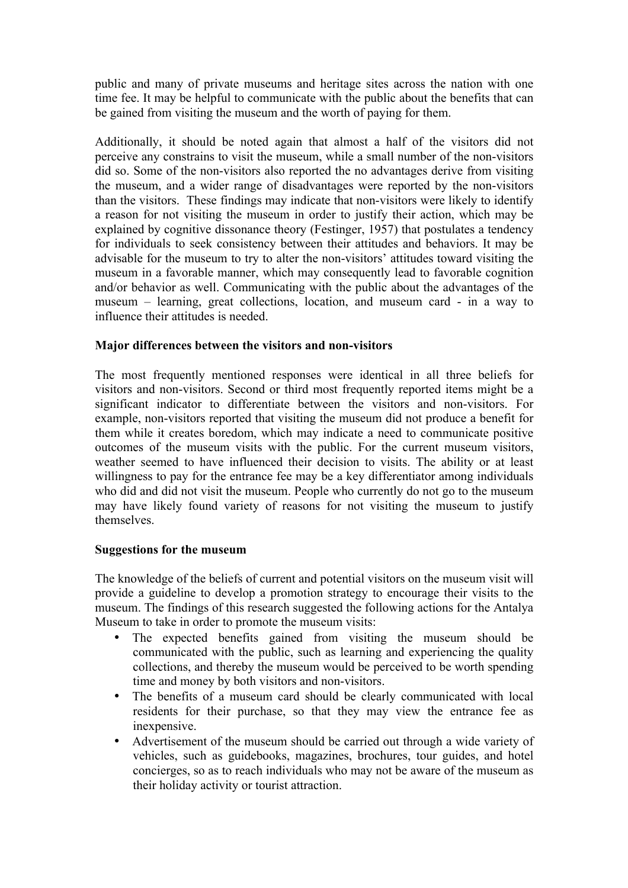public and many of private museums and heritage sites across the nation with one time fee. It may be helpful to communicate with the public about the benefits that can be gained from visiting the museum and the worth of paying for them.

Additionally, it should be noted again that almost a half of the visitors did not perceive any constrains to visit the museum, while a small number of the non-visitors did so. Some of the non-visitors also reported the no advantages derive from visiting the museum, and a wider range of disadvantages were reported by the non-visitors than the visitors. These findings may indicate that non-visitors were likely to identify a reason for not visiting the museum in order to justify their action, which may be explained by cognitive dissonance theory (Festinger, 1957) that postulates a tendency for individuals to seek consistency between their attitudes and behaviors. It may be advisable for the museum to try to alter the non-visitors' attitudes toward visiting the museum in a favorable manner, which may consequently lead to favorable cognition and/or behavior as well. Communicating with the public about the advantages of the museum – learning, great collections, location, and museum card - in a way to influence their attitudes is needed.

**Major differences between the visitors and non-visitors**

The most frequently mentioned responses were identical in all three beliefs for visitors and non-visitors. Second or third most frequently reported items might be a significant indicator to differentiate between the visitors and non-visitors. For example, non-visitors reported that visiting the museum did not produce a benefit for them while it creates boredom, which may indicate a need to communicate positive outcomes of the museum visits with the public. For the current museum visitors, weather seemed to have influenced their decision to visits. The ability or at least willingness to pay for the entrance fee may be a key differentiator among individuals who did and did not visit the museum. People who currently do not go to the museum may have likely found variety of reasons for not visiting the museum to justify themselves.

**Suggestions for the museum**

The knowledge of the beliefs of current and potential visitors on the museum visit will provide a guideline to develop a promotion strategy to encourage their visits to the museum. The findings of this research suggested the following actions for the Antalya Museum to take in order to promote the museum visits:

- The expected benefits gained from visiting the museum should be communicated with the public, such as learning and experiencing the quality collections, and thereby the museum would be perceived to be worth spending time and money by both visitors and non-visitors.
- The benefits of a museum card should be clearly communicated with local residents for their purchase, so that they may view the entrance fee as inexpensive.
- Advertisement of the museum should be carried out through a wide variety of vehicles, such as guidebooks, magazines, brochures, tour guides, and hotel concierges, so as to reach individuals who may not be aware of the museum as their holiday activity or tourist attraction.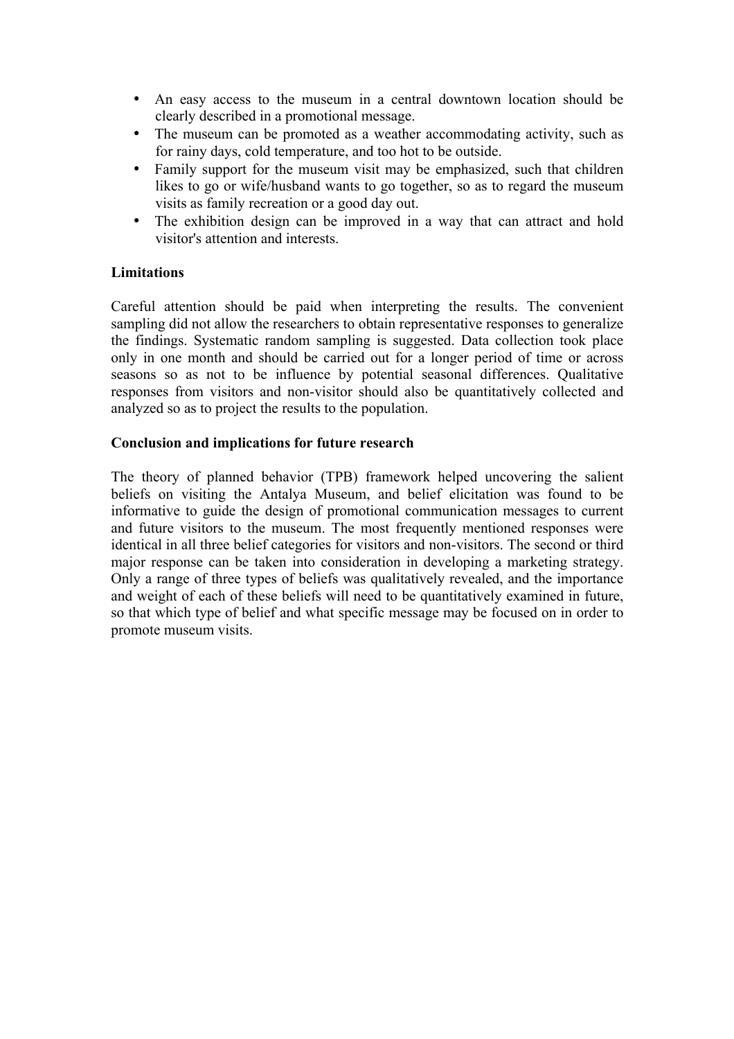- An easy access to the museum in a central downtown location should be clearly described in a promotional message.
- The museum can be promoted as a weather accommodating activity, such as for rainy days, cold temperature, and too hot to be outside.
- Family support for the museum visit may be emphasized, such that children likes to go or wife/husband wants to go together, so as to regard the museum visits as family recreation or a good day out.
- The exhibition design can be improved in a way that can attract and hold visitor's attention and interests.

**Limitations**

Careful attention should be paid when interpreting the results. The convenient sampling did not allow the researchers to obtain representative responses to generalize the findings. Systematic random sampling is suggested. Data collection took place only in one month and should be carried out for a longer period of time or across seasons so as not to be influence by potential seasonal differences. Qualitative responses from visitors and non-visitor should also be quantitatively collected and analyzed so as to project the results to the population.

**Conclusion and implications for future research**

The theory of planned behavior (TPB) framework helped uncovering the salient beliefs on visiting the Antalya Museum, and belief elicitation was found to be informative to guide the design of promotional communication messages to current and future visitors to the museum. The most frequently mentioned responses were identical in all three belief categories for visitors and non-visitors. The second or third major response can be taken into consideration in developing a marketing strategy. Only a range of three types of beliefs was qualitatively revealed, and the importance and weight of each of these beliefs will need to be quantitatively examined in future, so that which type of belief and what specific message may be focused on in order to promote museum visits.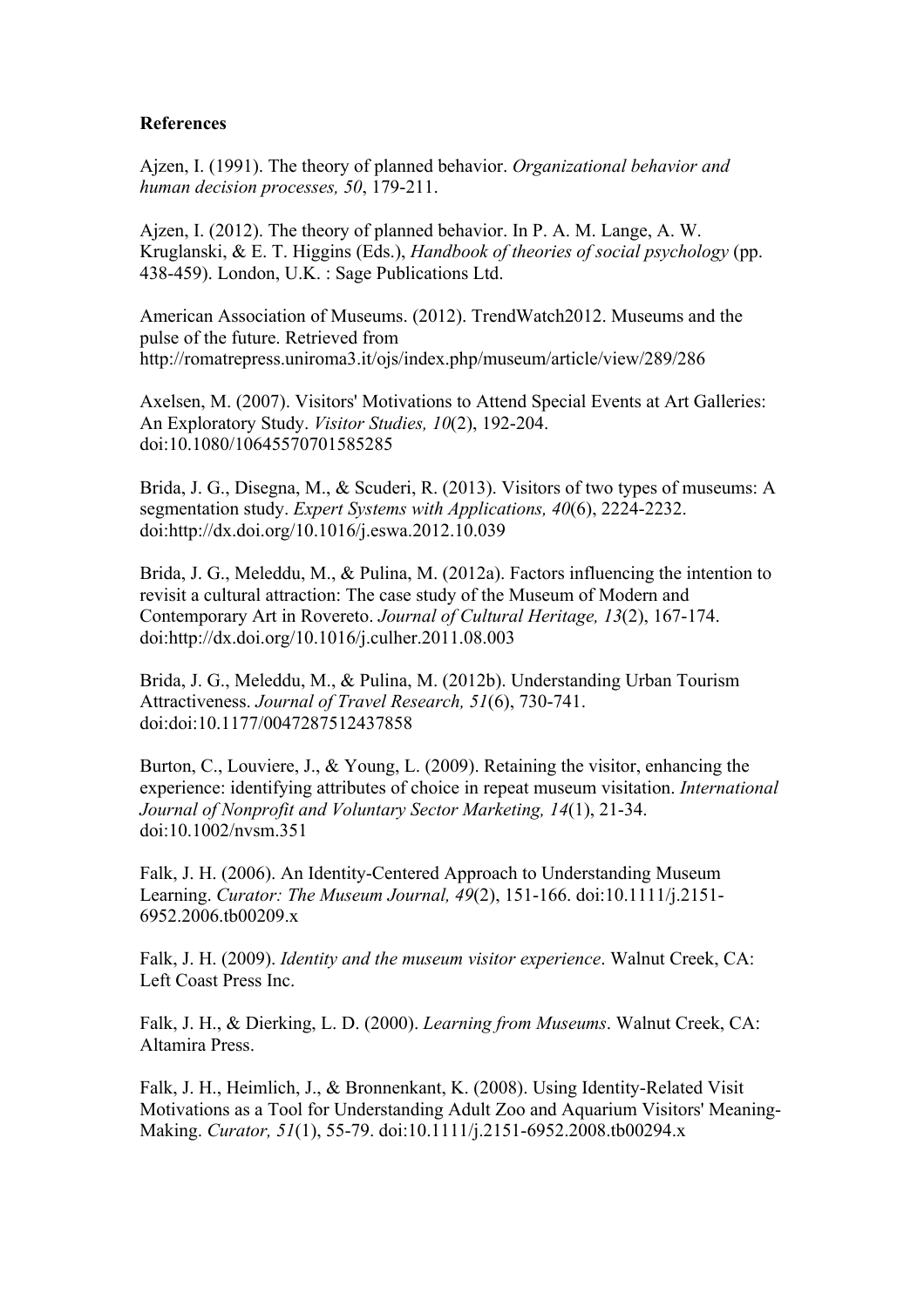**References**

Ajzen, I. (1991). The theory of planned behavior. *Organizational behavior and human decision processes, 50*, 179-211.

Ajzen, I. (2012). The theory of planned behavior. In P. A. M. Lange, A. W. Kruglanski, & E. T. Higgins (Eds.), *Handbook of theories of social psychology* (pp. 438-459). London, U.K. : Sage Publications Ltd.

American Association of Museums. (2012). TrendWatch2012. Museums and the pulse of the future. Retrieved from http://romatrepress.uniroma3.it/ojs/index.php/museum/article/view/289/286

Axelsen, M. (2007). Visitors' Motivations to Attend Special Events at Art Galleries: An Exploratory Study. *Visitor Studies, 10*(2), 192-204. doi:10.1080/10645570701585285

Brida, J. G., Disegna, M., & Scuderi, R. (2013). Visitors of two types of museums: A segmentation study. *Expert Systems with Applications, 40*(6), 2224-2232. doi:http://dx.doi.org/10.1016/j.eswa.2012.10.039

Brida, J. G., Meleddu, M., & Pulina, M. (2012a). Factors influencing the intention to revisit a cultural attraction: The case study of the Museum of Modern and Contemporary Art in Rovereto. *Journal of Cultural Heritage, 13*(2), 167-174. doi:http://dx.doi.org/10.1016/j.culher.2011.08.003

Brida, J. G., Meleddu, M., & Pulina, M. (2012b). Understanding Urban Tourism Attractiveness. *Journal of Travel Research, 51*(6), 730-741. doi:doi:10.1177/0047287512437858

Burton, C., Louviere, J., & Young, L. (2009). Retaining the visitor, enhancing the experience: identifying attributes of choice in repeat museum visitation. *International Journal of Nonprofit and Voluntary Sector Marketing, 14*(1), 21-34. doi:10.1002/nvsm.351

Falk, J. H. (2006). An Identity-Centered Approach to Understanding Museum Learning. *Curator: The Museum Journal, 49*(2), 151-166. doi:10.1111/j.2151-6952.2006.tb00209.x

Falk, J. H. (2009). *Identity and the museum visitor experience*. Walnut Creek, CA: Left Coast Press Inc.

Falk, J. H., & Dierking, L. D. (2000). *Learning from Museums*. Walnut Creek, CA: Altamira Press.

Falk, J. H., Heimlich, J., & Bronnenkant, K. (2008). Using Identity-Related Visit Motivations as a Tool for Understanding Adult Zoo and Aquarium Visitors' Meaning-Making. *Curator, 51*(1), 55-79. doi:10.1111/j.2151-6952.2008.tb00294.x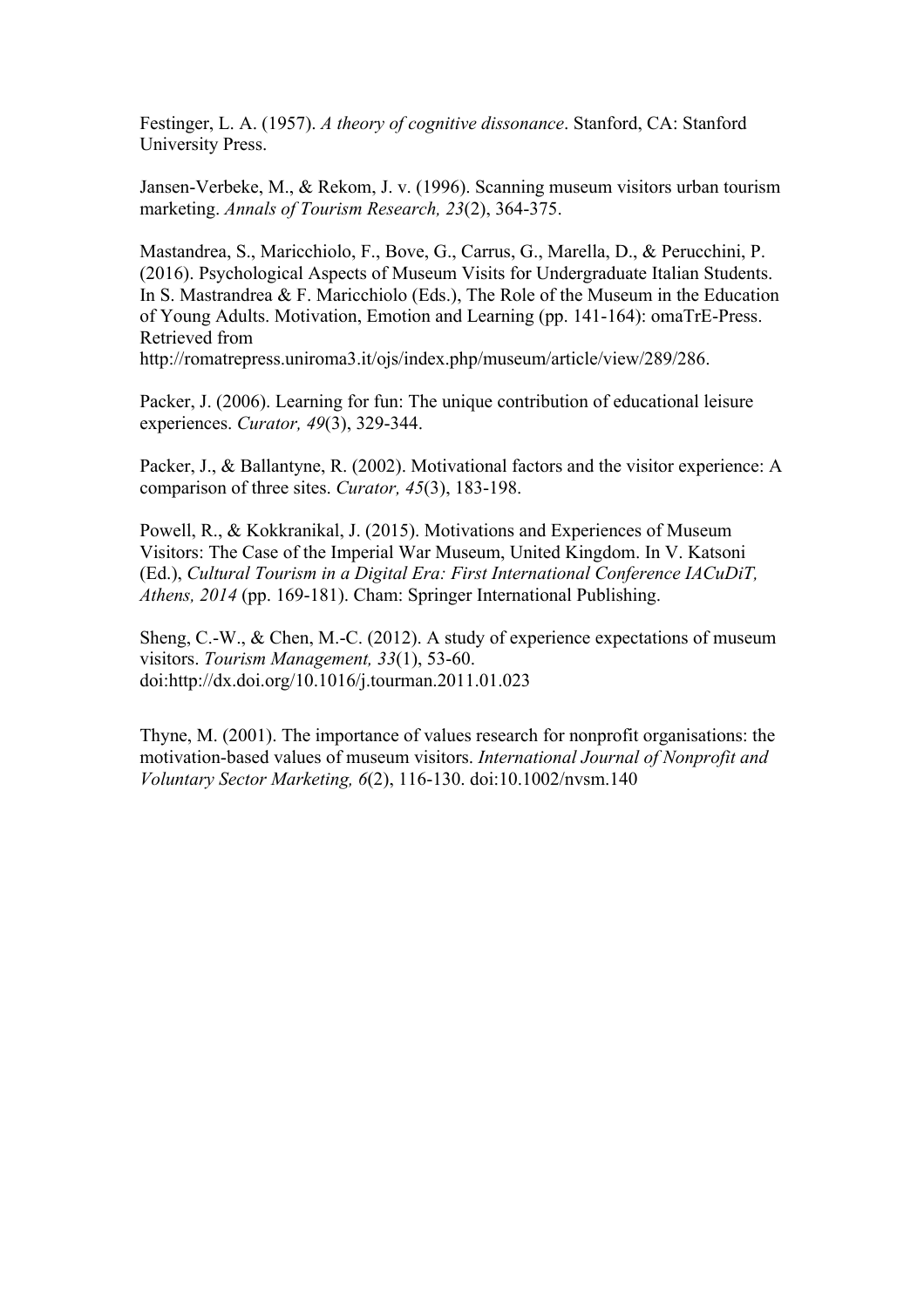Festinger, L. A. (1957). *A theory of cognitive dissonance*. Stanford, CA: Stanford University Press.

Jansen-Verbeke, M., & Rekom, J. v. (1996). Scanning museum visitors urban tourism marketing. *Annals of Tourism Research, 23*(2), 364-375.

Mastandrea, S., Maricchiolo, F., Bove, G., Carrus, G., Marella, D., & Perucchini, P. (2016). Psychological Aspects of Museum Visits for Undergraduate Italian Students. In S. Mastrandrea & F. Maricchiolo (Eds.), The Role of the Museum in the Education of Young Adults. Motivation, Emotion and Learning (pp. 141-164): omaTrE-Press. Retrieved from http://romatrepress.uniroma3.it/ojs/index.php/museum/article/view/289/286.

Packer, J. (2006). Learning for fun: The unique contribution of educational leisure experiences. *Curator, 49*(3), 329-344.

Packer, J., & Ballantyne, R. (2002). Motivational factors and the visitor experience: A comparison of three sites. *Curator, 45*(3), 183-198.

Powell, R., & Kokkranikal, J. (2015). Motivations and Experiences of Museum Visitors: The Case of the Imperial War Museum, United Kingdom. In V. Katsoni (Ed.), *Cultural Tourism in a Digital Era: First International Conference IACuDiT, Athens, 2014* (pp. 169-181). Cham: Springer International Publishing.

Sheng, C.-W., & Chen, M.-C. (2012). A study of experience expectations of museum visitors. *Tourism Management, 33*(1), 53-60. doi:http://dx.doi.org/10.1016/j.tourman.2011.01.023

Thyne, M. (2001). The importance of values research for nonprofit organisations: the motivation-based values of museum visitors. *International Journal of Nonprofit and Voluntary Sector Marketing, 6*(2), 116-130. doi:10.1002/nvsm.140